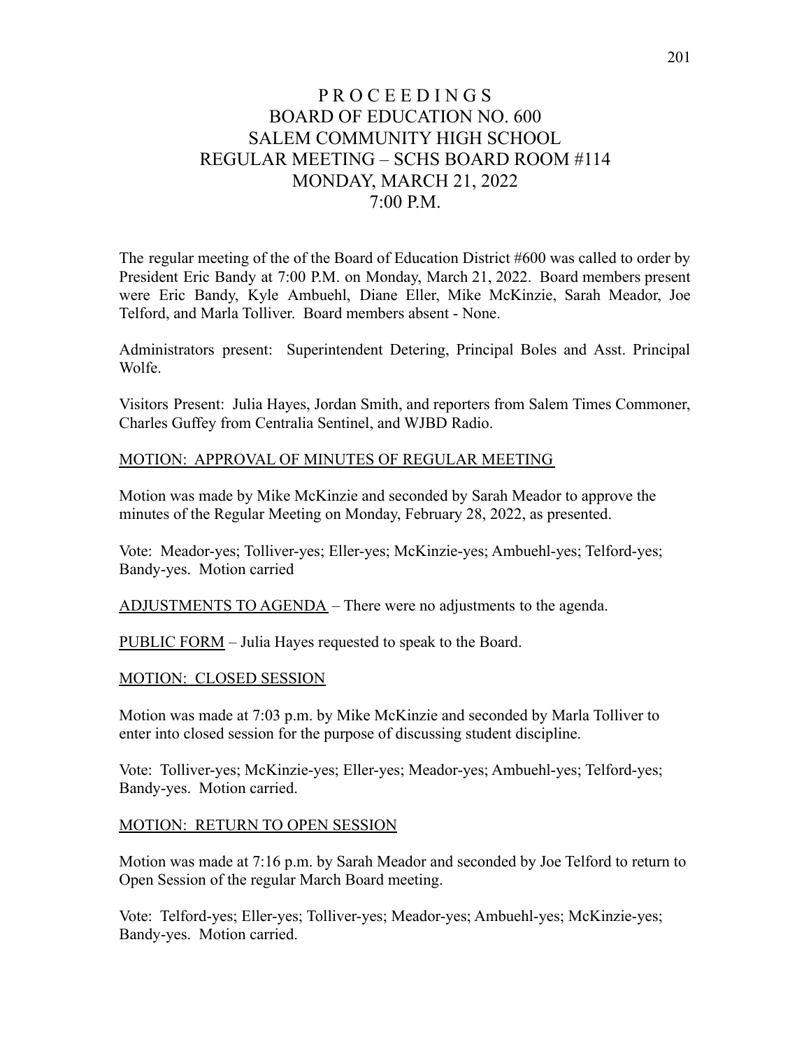# PROCEEDINGS
# BOARD OF EDUCATION NO. 600
# SALEM COMMUNITY HIGH SCHOOL
# REGULAR MEETING – SCHS BOARD ROOM #114
# MONDAY, MARCH 21, 2022
# 7:00 P.M.

The regular meeting of the of the Board of Education District #600 was called to order by President Eric Bandy at 7:00 P.M. on Monday, March 21, 2022. Board members present were Eric Bandy, Kyle Ambuehl, Diane Eller, Mike McKinzie, Sarah Meador, Joe Telford, and Marla Tolliver. Board members absent - None.

Administrators present: Superintendent Detering, Principal Boles and Asst. Principal Wolfe.

Visitors Present: Julia Hayes, Jordan Smith, and reporters from Salem Times Commoner, Charles Guffey from Centralia Sentinel, and WJBD Radio.

MOTION: APPROVAL OF MINUTES OF REGULAR MEETING

Motion was made by Mike McKinzie and seconded by Sarah Meador to approve the minutes of the Regular Meeting on Monday, February 28, 2022, as presented.

Vote: Meador-yes; Tolliver-yes; Eller-yes; McKinzie-yes; Ambuehl-yes; Telford-yes; Bandy-yes. Motion carried

ADJUSTMENTS TO AGENDA – There were no adjustments to the agenda.

PUBLIC FORM – Julia Hayes requested to speak to the Board.

MOTION: CLOSED SESSION

Motion was made at 7:03 p.m. by Mike McKinzie and seconded by Marla Tolliver to enter into closed session for the purpose of discussing student discipline.

Vote: Tolliver-yes; McKinzie-yes; Eller-yes; Meador-yes; Ambuehl-yes; Telford-yes; Bandy-yes. Motion carried.

MOTION: RETURN TO OPEN SESSION

Motion was made at 7:16 p.m. by Sarah Meador and seconded by Joe Telford to return to Open Session of the regular March Board meeting.

Vote: Telford-yes; Eller-yes; Tolliver-yes; Meador-yes; Ambuehl-yes; McKinzie-yes; Bandy-yes. Motion carried.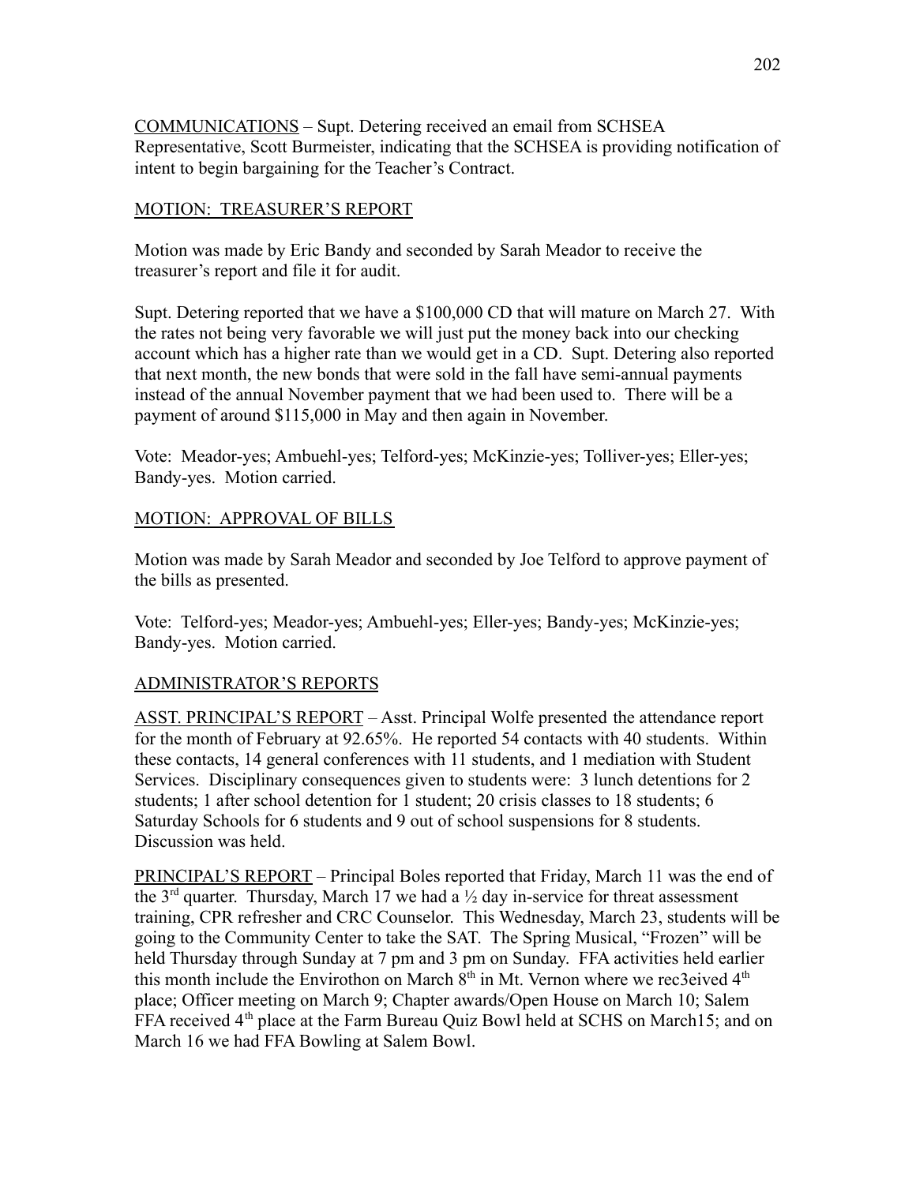COMMUNICATIONS – Supt. Detering received an email from SCHSEA Representative, Scott Burmeister, indicating that the SCHSEA is providing notification of intent to begin bargaining for the Teacher's Contract.

MOTION: TREASURER'S REPORT

Motion was made by Eric Bandy and seconded by Sarah Meador to receive the treasurer's report and file it for audit.

Supt. Detering reported that we have a $100,000 CD that will mature on March 27. With the rates not being very favorable we will just put the money back into our checking account which has a higher rate than we would get in a CD. Supt. Detering also reported that next month, the new bonds that were sold in the fall have semi-annual payments instead of the annual November payment that we had been used to. There will be a payment of around $115,000 in May and then again in November.

Vote: Meador-yes; Ambuehl-yes; Telford-yes; McKinzie-yes; Tolliver-yes; Eller-yes; Bandy-yes. Motion carried.

MOTION: APPROVAL OF BILLS

Motion was made by Sarah Meador and seconded by Joe Telford to approve payment of the bills as presented.

Vote: Telford-yes; Meador-yes; Ambuehl-yes; Eller-yes; Bandy-yes; McKinzie-yes; Bandy-yes. Motion carried.

ADMINISTRATOR'S REPORTS

ASST. PRINCIPAL'S REPORT – Asst. Principal Wolfe presented the attendance report for the month of February at 92.65%. He reported 54 contacts with 40 students. Within these contacts, 14 general conferences with 11 students, and 1 mediation with Student Services. Disciplinary consequences given to students were: 3 lunch detentions for 2 students; 1 after school detention for 1 student; 20 crisis classes to 18 students; 6 Saturday Schools for 6 students and 9 out of school suspensions for 8 students. Discussion was held.

PRINCIPAL'S REPORT – Principal Boles reported that Friday, March 11 was the end of the 3rd quarter. Thursday, March 17 we had a ½ day in-service for threat assessment training, CPR refresher and CRC Counselor. This Wednesday, March 23, students will be going to the Community Center to take the SAT. The Spring Musical, "Frozen" will be held Thursday through Sunday at 7 pm and 3 pm on Sunday. FFA activities held earlier this month include the Envirothon on March 8th in Mt. Vernon where we rec3eived 4th place; Officer meeting on March 9; Chapter awards/Open House on March 10; Salem FFA received 4th place at the Farm Bureau Quiz Bowl held at SCHS on March15; and on March 16 we had FFA Bowling at Salem Bowl.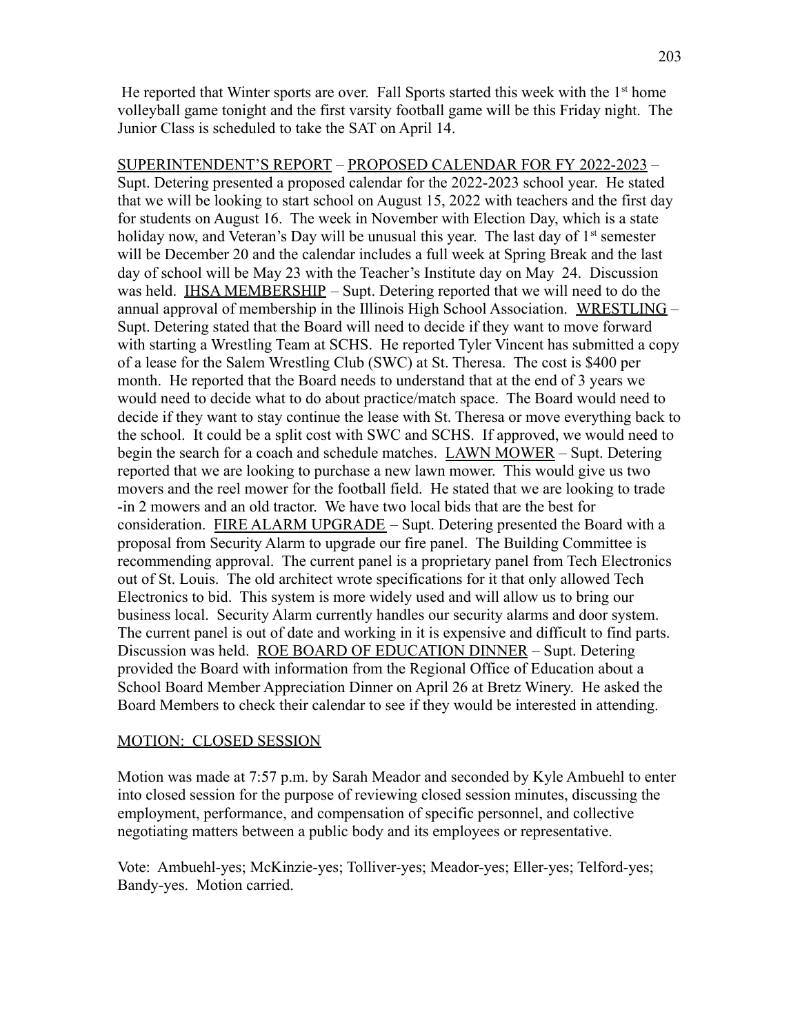He reported that Winter sports are over. Fall Sports started this week with the 1st home volleyball game tonight and the first varsity football game will be this Friday night. The Junior Class is scheduled to take the SAT on April 14.

<u>SUPERINTENDENT'S REPORT</u> – <u>PROPOSED CALENDAR FOR FY 2022-2023</u> – Supt. Detering presented a proposed calendar for the 2022-2023 school year. He stated that we will be looking to start school on August 15, 2022 with teachers and the first day for students on August 16. The week in November with Election Day, which is a state holiday now, and Veteran's Day will be unusual this year. The last day of 1st semester will be December 20 and the calendar includes a full week at Spring Break and the last day of school will be May 23 with the Teacher's Institute day on May 24. Discussion was held. <u>IHSA MEMBERSHIP</u> – Supt. Detering reported that we will need to do the annual approval of membership in the Illinois High School Association. <u>WRESTLING</u> – Supt. Detering stated that the Board will need to decide if they want to move forward with starting a Wrestling Team at SCHS. He reported Tyler Vincent has submitted a copy of a lease for the Salem Wrestling Club (SWC) at St. Theresa. The cost is $400 per month. He reported that the Board needs to understand that at the end of 3 years we would need to decide what to do about practice/match space. The Board would need to decide if they want to stay continue the lease with St. Theresa or move everything back to the school. It could be a split cost with SWC and SCHS. If approved, we would need to begin the search for a coach and schedule matches. <u>LAWN MOWER</u> – Supt. Detering reported that we are looking to purchase a new lawn mower. This would give us two movers and the reel mower for the football field. He stated that we are looking to trade -in 2 mowers and an old tractor. We have two local bids that are the best for consideration. <u>FIRE ALARM UPGRADE</u> – Supt. Detering presented the Board with a proposal from Security Alarm to upgrade our fire panel. The Building Committee is recommending approval. The current panel is a proprietary panel from Tech Electronics out of St. Louis. The old architect wrote specifications for it that only allowed Tech Electronics to bid. This system is more widely used and will allow us to bring our business local. Security Alarm currently handles our security alarms and door system. The current panel is out of date and working in it is expensive and difficult to find parts. Discussion was held. <u>ROE BOARD OF EDUCATION DINNER</u> – Supt. Detering provided the Board with information from the Regional Office of Education about a School Board Member Appreciation Dinner on April 26 at Bretz Winery. He asked the Board Members to check their calendar to see if they would be interested in attending.

<u>MOTION: CLOSED SESSION</u>

Motion was made at 7:57 p.m. by Sarah Meador and seconded by Kyle Ambuehl to enter into closed session for the purpose of reviewing closed session minutes, discussing the employment, performance, and compensation of specific personnel, and collective negotiating matters between a public body and its employees or representative.

Vote: Ambuehl-yes; McKinzie-yes; Tolliver-yes; Meador-yes; Eller-yes; Telford-yes; Bandy-yes. Motion carried.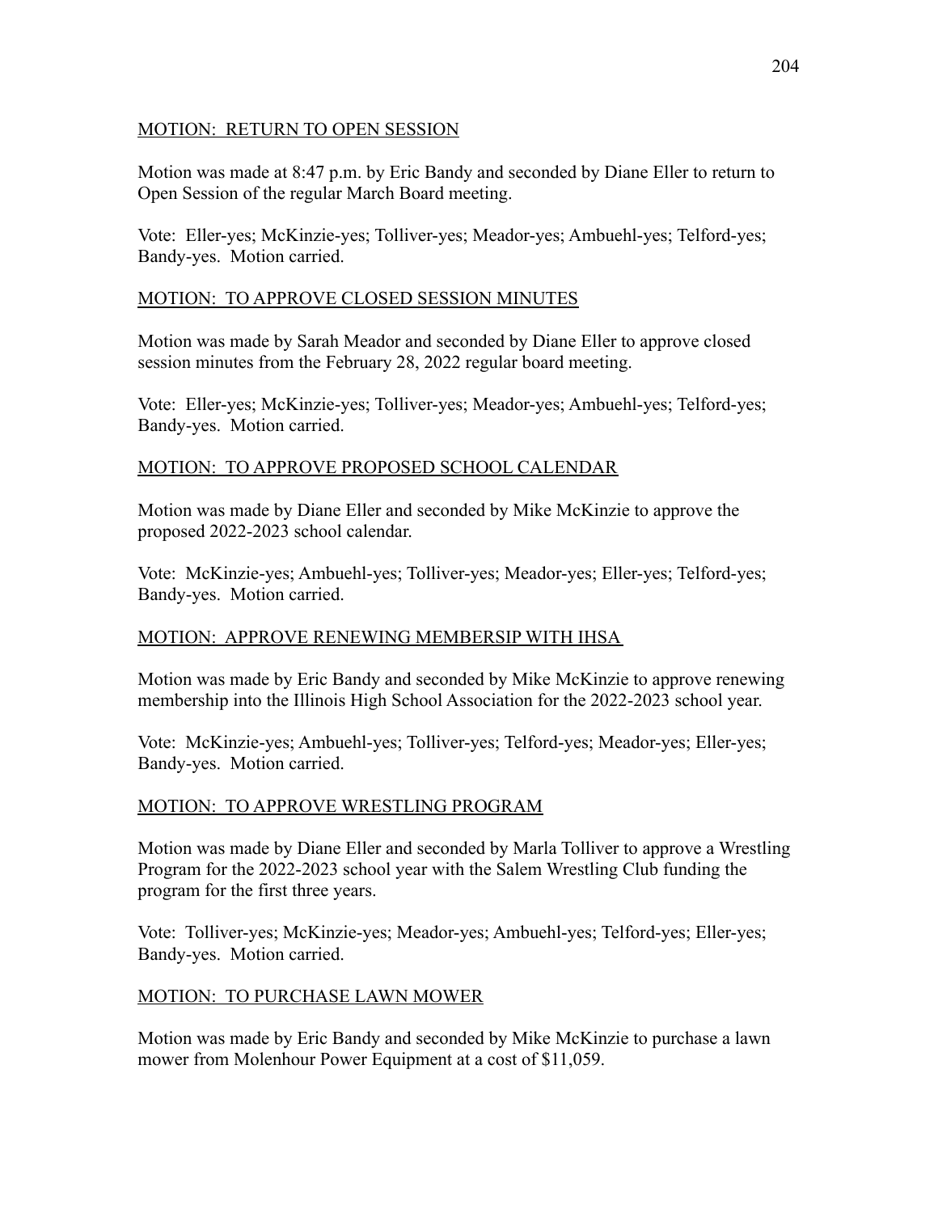MOTION: RETURN TO OPEN SESSION

Motion was made at 8:47 p.m. by Eric Bandy and seconded by Diane Eller to return to Open Session of the regular March Board meeting.

Vote: Eller-yes; McKinzie-yes; Tolliver-yes; Meador-yes; Ambuehl-yes; Telford-yes; Bandy-yes. Motion carried.

MOTION: TO APPROVE CLOSED SESSION MINUTES

Motion was made by Sarah Meador and seconded by Diane Eller to approve closed session minutes from the February 28, 2022 regular board meeting.

Vote: Eller-yes; McKinzie-yes; Tolliver-yes; Meador-yes; Ambuehl-yes; Telford-yes; Bandy-yes. Motion carried.

MOTION: TO APPROVE PROPOSED SCHOOL CALENDAR

Motion was made by Diane Eller and seconded by Mike McKinzie to approve the proposed 2022-2023 school calendar.

Vote: McKinzie-yes; Ambuehl-yes; Tolliver-yes; Meador-yes; Eller-yes; Telford-yes; Bandy-yes. Motion carried.

MOTION: APPROVE RENEWING MEMBERSIP WITH IHSA

Motion was made by Eric Bandy and seconded by Mike McKinzie to approve renewing membership into the Illinois High School Association for the 2022-2023 school year.

Vote: McKinzie-yes; Ambuehl-yes; Tolliver-yes; Telford-yes; Meador-yes; Eller-yes; Bandy-yes. Motion carried.

MOTION: TO APPROVE WRESTLING PROGRAM

Motion was made by Diane Eller and seconded by Marla Tolliver to approve a Wrestling Program for the 2022-2023 school year with the Salem Wrestling Club funding the program for the first three years.

Vote: Tolliver-yes; McKinzie-yes; Meador-yes; Ambuehl-yes; Telford-yes; Eller-yes; Bandy-yes. Motion carried.

MOTION: TO PURCHASE LAWN MOWER

Motion was made by Eric Bandy and seconded by Mike McKinzie to purchase a lawn mower from Molenhour Power Equipment at a cost of $11,059.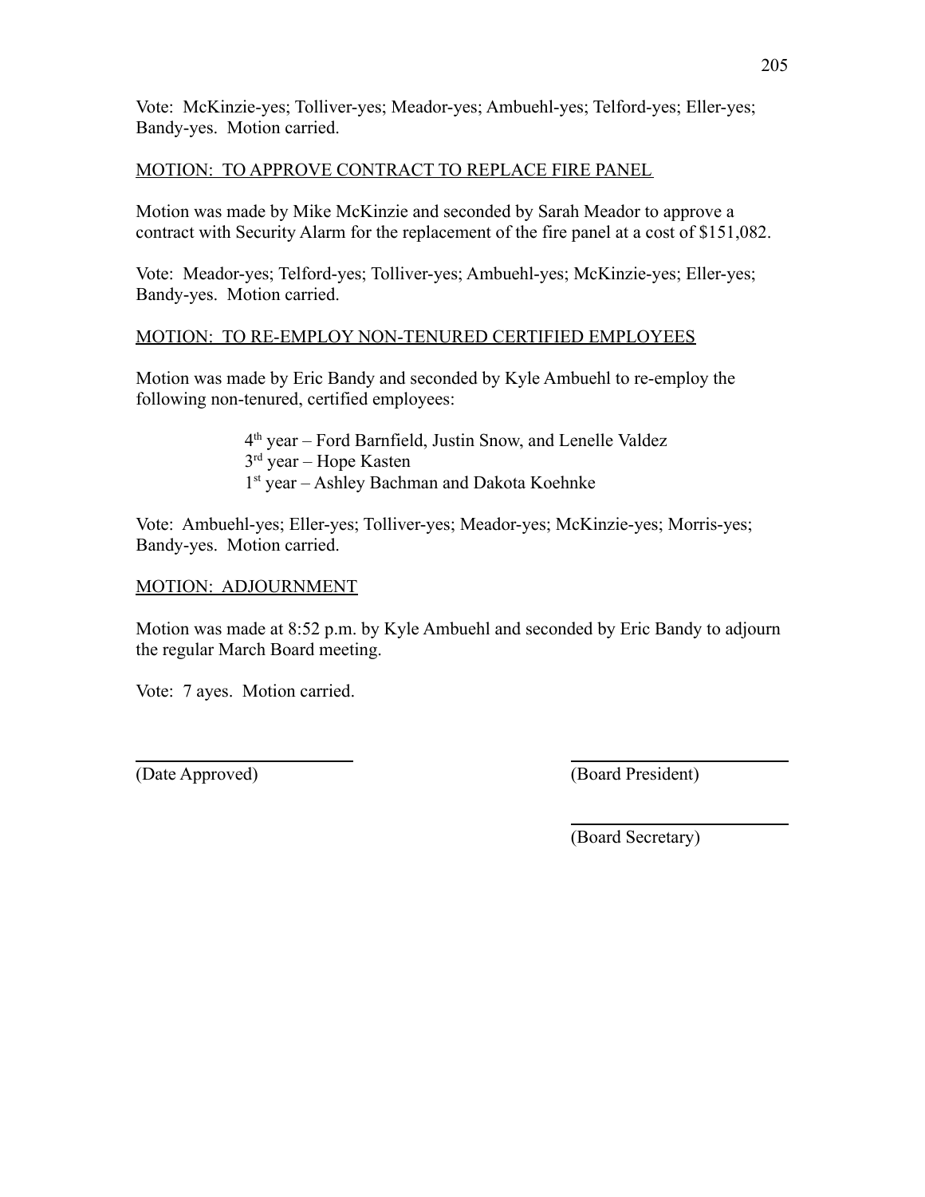Vote: McKinzie-yes; Tolliver-yes; Meador-yes; Ambuehl-yes; Telford-yes; Eller-yes; Bandy-yes. Motion carried.

MOTION: TO APPROVE CONTRACT TO REPLACE FIRE PANEL

Motion was made by Mike McKinzie and seconded by Sarah Meador to approve a contract with Security Alarm for the replacement of the fire panel at a cost of $151,082.

Vote: Meador-yes; Telford-yes; Tolliver-yes; Ambuehl-yes; McKinzie-yes; Eller-yes; Bandy-yes. Motion carried.

MOTION: TO RE-EMPLOY NON-TENURED CERTIFIED EMPLOYEES

Motion was made by Eric Bandy and seconded by Kyle Ambuehl to re-employ the following non-tenured, certified employees:

4th year – Ford Barnfield, Justin Snow, and Lenelle Valdez
3rd year – Hope Kasten
1st year – Ashley Bachman and Dakota Koehnke

Vote: Ambuehl-yes; Eller-yes; Tolliver-yes; Meador-yes; McKinzie-yes; Morris-yes; Bandy-yes. Motion carried.

MOTION: ADJOURNMENT

Motion was made at 8:52 p.m. by Kyle Ambuehl and seconded by Eric Bandy to adjourn the regular March Board meeting.

Vote: 7 ayes. Motion carried.

\_\_\_\_\_\_\_\_\_\_\_\_\_\_\_\_\_\_\_\_\_\_\_\_ \_\_\_\_\_\_\_\_\_\_\_\_\_\_\_\_\_\_\_\_\_\_\_\_
(Date Approved) (Board President)

\_\_\_\_\_\_\_\_\_\_\_\_\_\_\_\_\_\_\_\_\_\_\_\_
(Board Secretary)